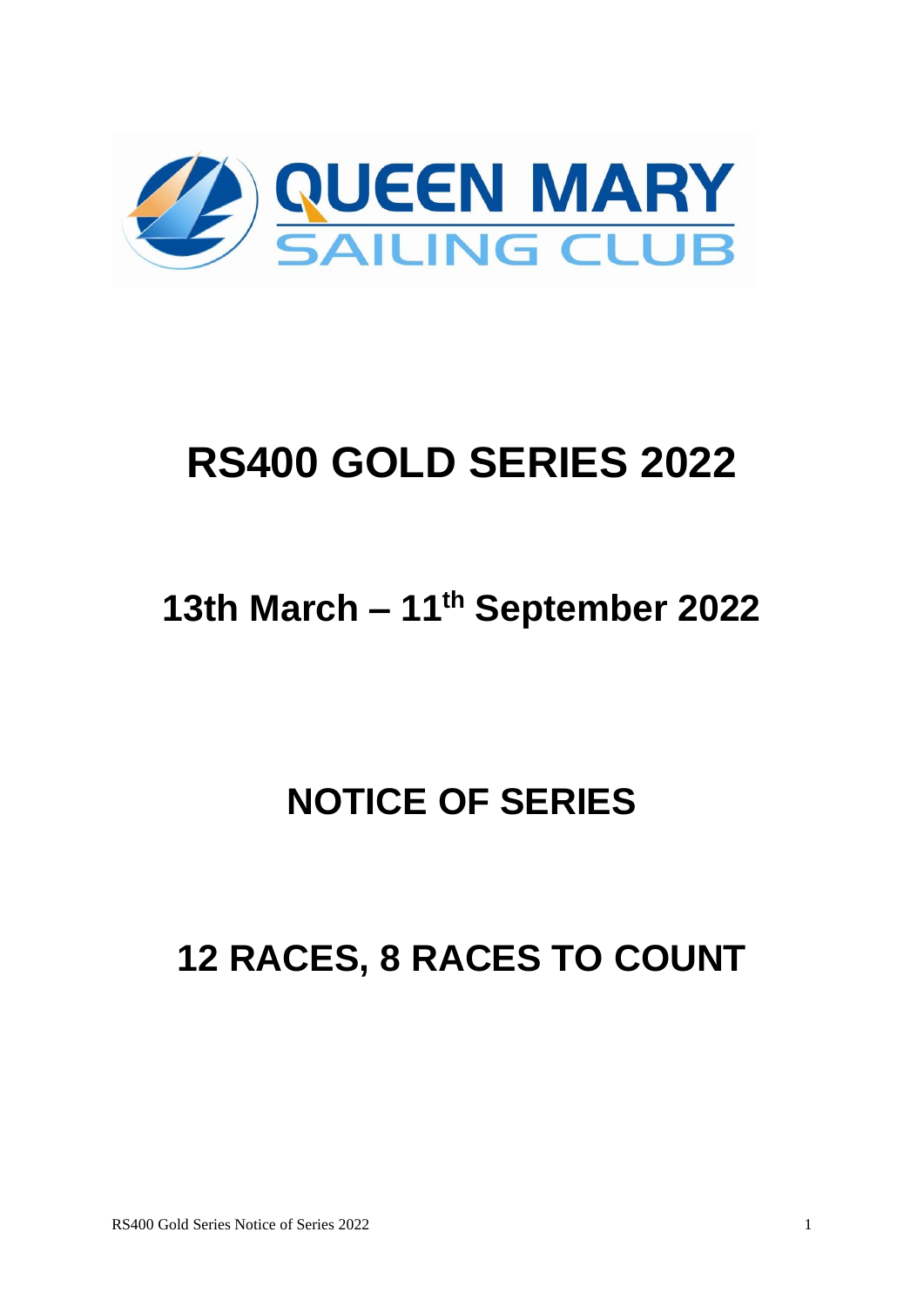QUEEN MARY SAILING CLUB

# RS400 GOLD SERIES 2022

## 13th March – 11th September 2022

## NOTICE OF SERIES

## 12 RACES, 8 RACES TO COUNT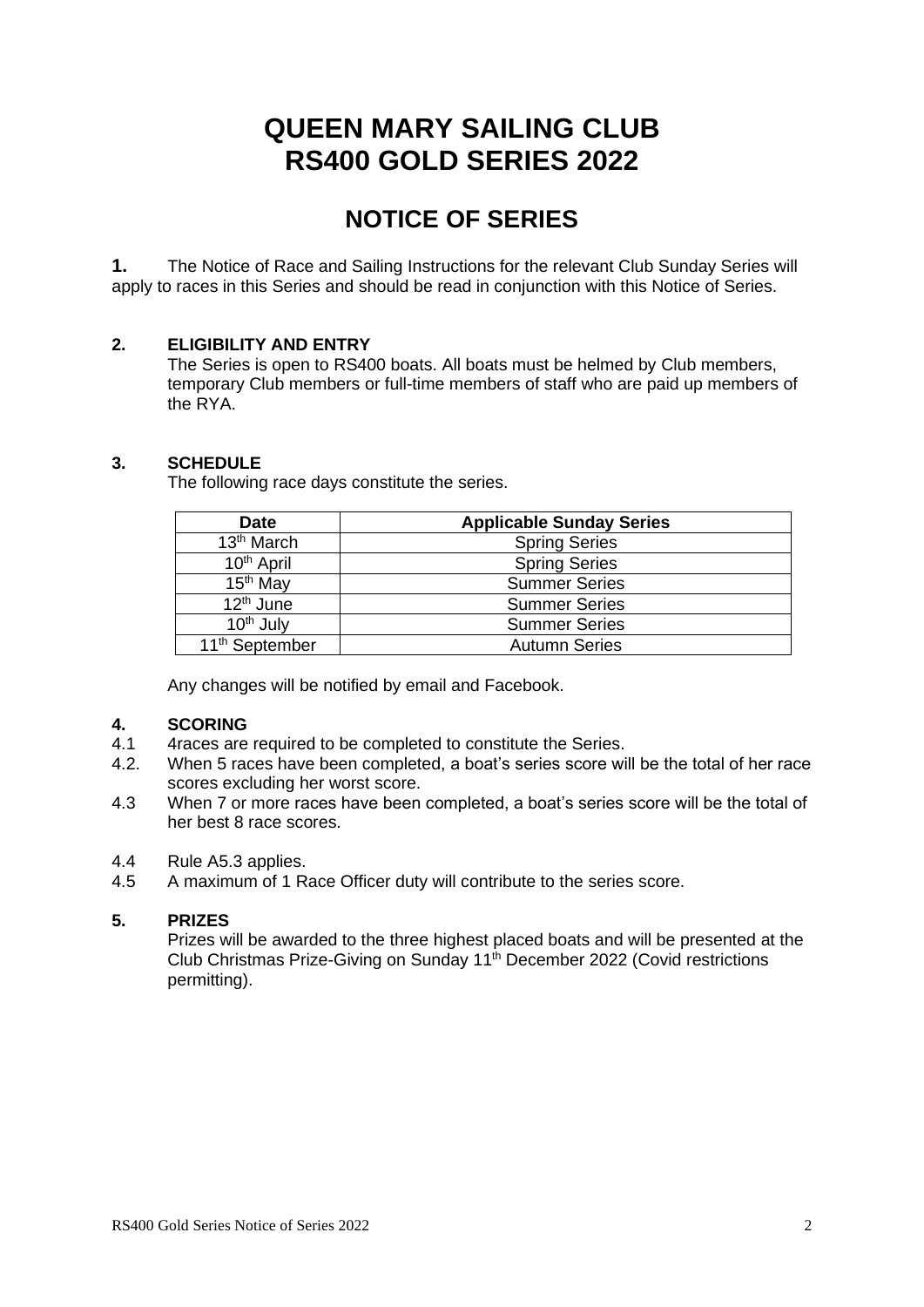# QUEEN MARY SAILING CLUB
# RS400 GOLD SERIES 2022

## NOTICE OF SERIES

**1.** The Notice of Race and Sailing Instructions for the relevant Club Sunday Series will apply to races in this Series and should be read in conjunction with this Notice of Series.

**2. ELIGIBILITY AND ENTRY**

The Series is open to RS400 boats. All boats must be helmed by Club members, temporary Club members or full-time members of staff who are paid up members of the RYA.

**3. SCHEDULE**

The following race days constitute the series.

| Date | Applicable Sunday Series |
|---|---|
| 13th March | Spring Series |
| 10th April | Spring Series |
| 15th May | Summer Series |
| 12th June | Summer Series |
| 10th July | Summer Series |
| 11th September | Autumn Series |

Any changes will be notified by email and Facebook.

**4. SCORING**

4.1 4races are required to be completed to constitute the Series.

4.2. When 5 races have been completed, a boat's series score will be the total of her race scores excluding her worst score.

4.3 When 7 or more races have been completed, a boat's series score will be the total of her best 8 race scores.

4.4 Rule A5.3 applies.

4.5 A maximum of 1 Race Officer duty will contribute to the series score.

**5. PRIZES**

Prizes will be awarded to the three highest placed boats and will be presented at the Club Christmas Prize-Giving on Sunday 11th December 2022 (Covid restrictions permitting).